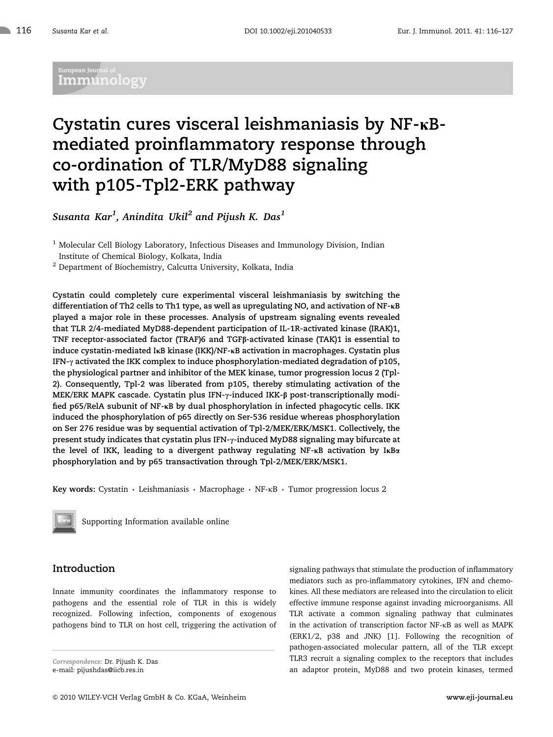# Cystatin cures visceral leishmaniasis by NF-κB-mediated proinflammatory response through co-ordination of TLR/MyD88 signaling with p105-Tpl2-ERK pathway

***Susanta Kar[1], Anindita Ukil[2] and Pijush K. Das[1]***

[1] Molecular Cell Biology Laboratory, Infectious Diseases and Immunology Division, Indian Institute of Chemical Biology, Kolkata, India

[2] Department of Biochemistry, Calcutta University, Kolkata, India

**Cystatin could completely cure experimental visceral leishmaniasis by switching the differentiation of Th2 cells to Th1 type, as well as upregulating NO, and activation of NF-κB played a major role in these processes. Analysis of upstream signaling events revealed that TLR 2/4-mediated MyD88-dependent participation of IL-1R-activated kinase (IRAK)1, TNF receptor-associated factor (TRAF)6 and TGFβ-activated kinase (TAK)1 is essential to induce cystatin-mediated IκB kinase (IKK)/NF-κB activation in macrophages. Cystatin plus IFN-γ activated the IKK complex to induce phosphorylation-mediated degradation of p105, the physiological partner and inhibitor of the MEK kinase, tumor progression locus 2 (Tpl-2). Consequently, Tpl-2 was liberated from p105, thereby stimulating activation of the MEK/ERK MAPK cascade. Cystatin plus IFN-γ-induced IKK-β post-transcriptionally modified p65/RelA subunit of NF-κB by dual phosphorylation in infected phagocytic cells. IKK induced the phosphorylation of p65 directly on Ser-536 residue whereas phosphorylation on Ser 276 residue was by sequential activation of Tpl-2/MEK/ERK/MSK1. Collectively, the present study indicates that cystatin plus IFN-γ-induced MyD88 signaling may bifurcate at the level of IKK, leading to a divergent pathway regulating NF-κB activation by IκBα phosphorylation and by p65 transactivation through Tpl-2/MEK/ERK/MSK1.**

**Key words:** Cystatin · Leishmaniasis · Macrophage · NF-κB · Tumor progression locus 2

Supporting Information available online

## Introduction

Innate immunity coordinates the inflammatory response to pathogens and the essential role of TLR in this is widely recognized. Following infection, components of exogenous pathogens bind to TLR on host cell, triggering the activation of signaling pathways that stimulate the production of inflammatory mediators such as pro-inflammatory cytokines, IFN and chemokines. All these mediators are released into the circulation to elicit effective immune response against invading microorganisms. All TLR activate a common signaling pathway that culminates in the activation of transcription factor NF-κB as well as MAPK (ERK1/2, p38 and JNK) [1]. Following the recognition of pathogen-associated molecular pattern, all of the TLR except TLR3 recruit a signaling complex to the receptors that includes an adaptor protein, MyD88 and two protein kinases, termed

*Correspondence:* Dr. Pijush K. Das
e-mail: pijushdas@iicb.res.in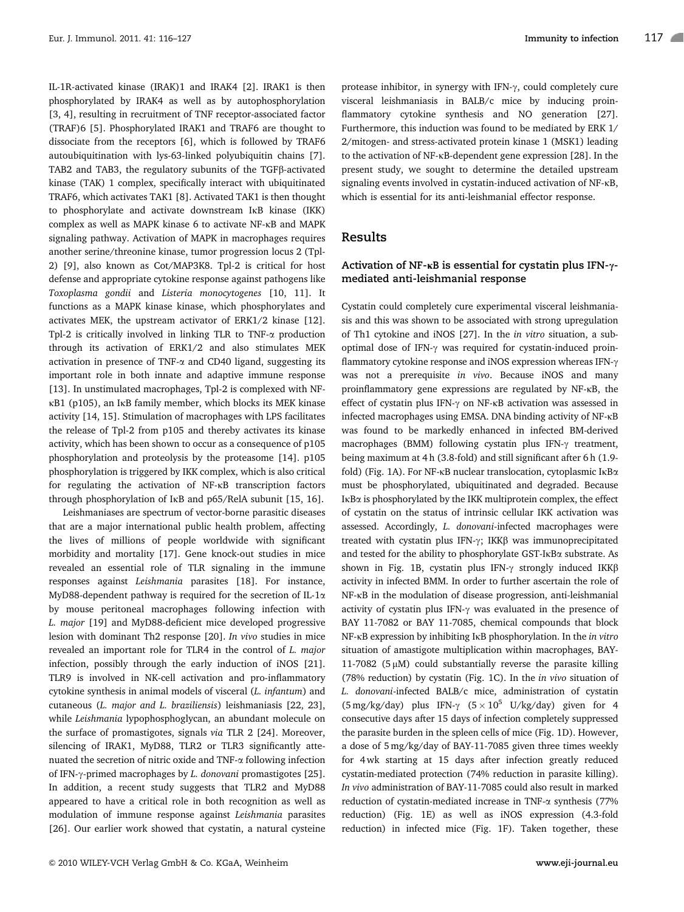IL-1R-activated kinase (IRAK)1 and IRAK4 [2]. IRAK1 is then phosphorylated by IRAK4 as well as by autophosphorylation [3, 4], resulting in recruitment of TNF receptor-associated factor (TRAF)6 [5]. Phosphorylated IRAK1 and TRAF6 are thought to dissociate from the receptors [6], which is followed by TRAF6 autoubiquitination with lys-63-linked polyubiquitin chains [7]. TAB2 and TAB3, the regulatory subunits of the TGFβ-activated kinase (TAK) 1 complex, specifically interact with ubiquitinated TRAF6, which activates TAK1 [8]. Activated TAK1 is then thought to phosphorylate and activate downstream IκB kinase (IKK) complex as well as MAPK kinase 6 to activate NF-κB and MAPK signaling pathway. Activation of MAPK in macrophages requires another serine/threonine kinase, tumor progression locus 2 (Tpl-2) [9], also known as Cot/MAP3K8. Tpl-2 is critical for host defense and appropriate cytokine response against pathogens like *Toxoplasma gondii* and *Listeria monocytogenes* [10, 11]. It functions as a MAPK kinase kinase, which phosphorylates and activates MEK, the upstream activator of ERK1/2 kinase [12]. Tpl-2 is critically involved in linking TLR to TNF-α production through its activation of ERK1/2 and also stimulates MEK activation in presence of TNF-α and CD40 ligand, suggesting its important role in both innate and adaptive immune response [13]. In unstimulated macrophages, Tpl-2 is complexed with NF-κB1 (p105), an IκB family member, which blocks its MEK kinase activity [14, 15]. Stimulation of macrophages with LPS facilitates the release of Tpl-2 from p105 and thereby activates its kinase activity, which has been shown to occur as a consequence of p105 phosphorylation and proteolysis by the proteasome [14]. p105 phosphorylation is triggered by IKK complex, which is also critical for regulating the activation of NF-κB transcription factors through phosphorylation of IκB and p65/RelA subunit [15, 16].

Leishmaniases are spectrum of vector-borne parasitic diseases that are a major international public health problem, affecting the lives of millions of people worldwide with significant morbidity and mortality [17]. Gene knock-out studies in mice revealed an essential role of TLR signaling in the immune responses against *Leishmania* parasites [18]. For instance, MyD88-dependent pathway is required for the secretion of IL-1α by mouse peritoneal macrophages following infection with *L. major* [19] and MyD88-deficient mice developed progressive lesion with dominant Th2 response [20]. *In vivo* studies in mice revealed an important role for TLR4 in the control of *L. major* infection, possibly through the early induction of iNOS [21]. TLR9 is involved in NK-cell activation and pro-inflammatory cytokine synthesis in animal models of visceral (*L. infantum*) and cutaneous (*L. major and L. braziliensis*) leishmaniasis [22, 23], while *Leishmania* lypophosphoglycan, an abundant molecule on the surface of promastigotes, signals *via* TLR 2 [24]. Moreover, silencing of IRAK1, MyD88, TLR2 or TLR3 significantly attenuated the secretion of nitric oxide and TNF-α following infection of IFN-γ-primed macrophages by *L. donovani* promastigotes [25]. In addition, a recent study suggests that TLR2 and MyD88 appeared to have a critical role in both recognition as well as modulation of immune response against *Leishmania* parasites [26]. Our earlier work showed that cystatin, a natural cysteine protease inhibitor, in synergy with IFN-γ, could completely cure visceral leishmaniasis in BALB/c mice by inducing proinflammatory cytokine synthesis and NO generation [27]. Furthermore, this induction was found to be mediated by ERK 1/2/mitogen- and stress-activated protein kinase 1 (MSK1) leading to the activation of NF-κB-dependent gene expression [28]. In the present study, we sought to determine the detailed upstream signaling events involved in cystatin-induced activation of NF-κB, which is essential for its anti-leishmanial effector response.

## Results

### Activation of NF-κB is essential for cystatin plus IFN-γ-mediated anti-leishmanial response

Cystatin could completely cure experimental visceral leishmaniasis and this was shown to be associated with strong upregulation of Th1 cytokine and iNOS [27]. In the *in vitro* situation, a sub-optimal dose of IFN-γ was required for cystatin-induced proinflammatory cytokine response and iNOS expression whereas IFN-γ was not a prerequisite *in vivo*. Because iNOS and many proinflammatory gene expressions are regulated by NF-κB, the effect of cystatin plus IFN-γ on NF-κB activation was assessed in infected macrophages using EMSA. DNA binding activity of NF-κB was found to be markedly enhanced in infected BM-derived macrophages (BMM) following cystatin plus IFN-γ treatment, being maximum at 4 h (3.8-fold) and still significant after 6 h (1.9-fold) (Fig. 1A). For NF-κB nuclear translocation, cytoplasmic IκBα must be phosphorylated, ubiquitinated and degraded. Because IκBα is phosphorylated by the IKK multiprotein complex, the effect of cystatin on the status of intrinsic cellular IKK activation was assessed. Accordingly, *L. donovani*-infected macrophages were treated with cystatin plus IFN-γ; IKKβ was immunoprecipitated and tested for the ability to phosphorylate GST-IκBα substrate. As shown in Fig. 1B, cystatin plus IFN-γ strongly induced IKKβ activity in infected BMM. In order to further ascertain the role of NF-κB in the modulation of disease progression, anti-leishmanial activity of cystatin plus IFN-γ was evaluated in the presence of BAY 11-7082 or BAY 11-7085, chemical compounds that block NF-κB expression by inhibiting IκB phosphorylation. In the *in vitro* situation of amastigote multiplication within macrophages, BAY-11-7082 (5 μM) could substantially reverse the parasite killing (78% reduction) by cystatin (Fig. 1C). In the *in vivo* situation of *L. donovani*-infected BALB/c mice, administration of cystatin (5 mg/kg/day) plus IFN-γ ($5 \times 10^5$ U/kg/day) given for 4 consecutive days after 15 days of infection completely suppressed the parasite burden in the spleen cells of mice (Fig. 1D). However, a dose of 5 mg/kg/day of BAY-11-7085 given three times weekly for 4 wk starting at 15 days after infection greatly reduced cystatin-mediated protection (74% reduction in parasite killing). *In vivo* administration of BAY-11-7085 could also result in marked reduction of cystatin-mediated increase in TNF-α synthesis (77% reduction) (Fig. 1E) as well as iNOS expression (4.3-fold reduction) in infected mice (Fig. 1F). Taken together, these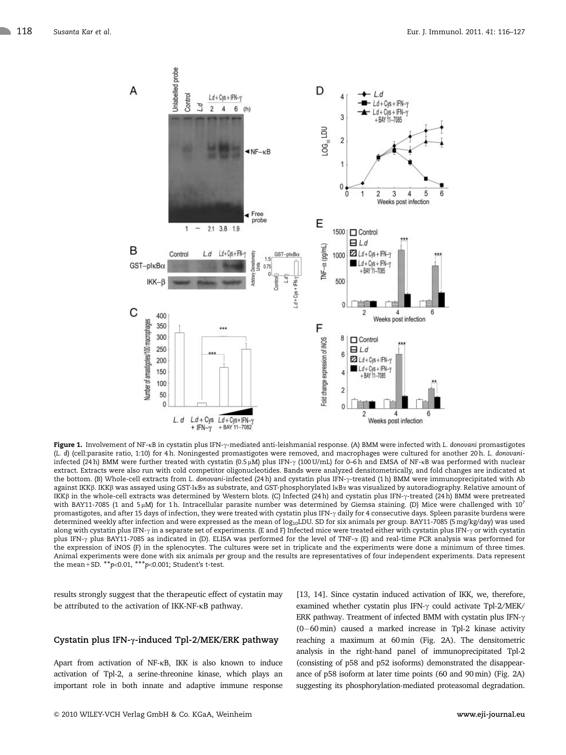**Figure 1.** Involvement of NF-κB in cystatin plus IFN-γ-mediated anti-leishmanial response. (A) BMM were infected with *L. donovani* promastigotes (*L. d*) (cell:parasite ratio, 1:10) for 4 h. Noningested promastigotes were removed, and macrophages were cultured for another 20 h. *L. donovani*-infected (24 h) BMM were further treated with cystatin (0.5 μM) plus IFN-γ (100 U/mL) for 0–6 h and EMSA of NF-κB was performed with nuclear extract. Extracts were also run with cold competitor oligonucleotides. Bands were analyzed densitometrically, and fold changes are indicated at the bottom. (B) Whole-cell extracts from *L. donovani*-infected (24 h) and cystatin plus IFN-γ-treated (1 h) BMM were immunoprecipitated with Ab against IKKβ. IKKβ was assayed using GST-IκBα as substrate, and GST-phosphorylated IκBα was visualized by autoradiography. Relative amount of IKKβ in the whole-cell extracts was determined by Western blots. (C) Infected (24 h) and cystatin plus IFN-γ-treated (24 h) BMM were pretreated with BAY11-7085 (1 and 5 μM) for 1 h. Intracellular parasite number was determined by Giemsa staining. (D) Mice were challenged with $10^7$ promastigotes, and after 15 days of infection, they were treated with cystatin plus IFN-γ daily for 4 consecutive days. Spleen parasite burdens were determined weekly after infection and were expressed as the mean of $\log_{10}$LDU. SD for six animals *per* group. BAY11-7085 (5 mg/kg/day) was used along with cystatin plus IFN-γ in a separate set of experiments. (E and F) Infected mice were treated either with cystatin plus IFN-γ or with cystatin plus IFN-γ plus BAY11-7085 as indicated in (D). ELISA was performed for the level of TNF-α (E) and real-time PCR analysis was performed for the expression of iNOS (F) in the splenocytes. The cultures were set in triplicate and the experiments were done a minimum of three times. Animal experiments were done with six animals *per* group and the results are representatives of four independent experiments. Data represent the mean+SD. $^{**}p<0.01$, $^{***}p<0.001$; Student's *t*-test.

results strongly suggest that the therapeutic effect of cystatin may be attributed to the activation of IKK-NF-κB pathway.

### Cystatin plus IFN-γ-induced Tpl-2/MEK/ERK pathway

Apart from activation of NF-κB, IKK is also known to induce activation of Tpl-2, a serine-threonine kinase, which plays an important role in both innate and adaptive immune response [13, 14]. Since cystatin induced activation of IKK, we, therefore, examined whether cystatin plus IFN-γ could activate Tpl-2/MEK/ERK pathway. Treatment of infected BMM with cystatin plus IFN-γ (0–60 min) caused a marked increase in Tpl-2 kinase activity reaching a maximum at 60 min (Fig. 2A). The densitometric analysis in the right-hand panel of immunoprecipitated Tpl-2 (consisting of p58 and p52 isoforms) demonstrated the disappearance of p58 isoform at later time points (60 and 90 min) (Fig. 2A) suggesting its phosphorylation-mediated proteasomal degradation.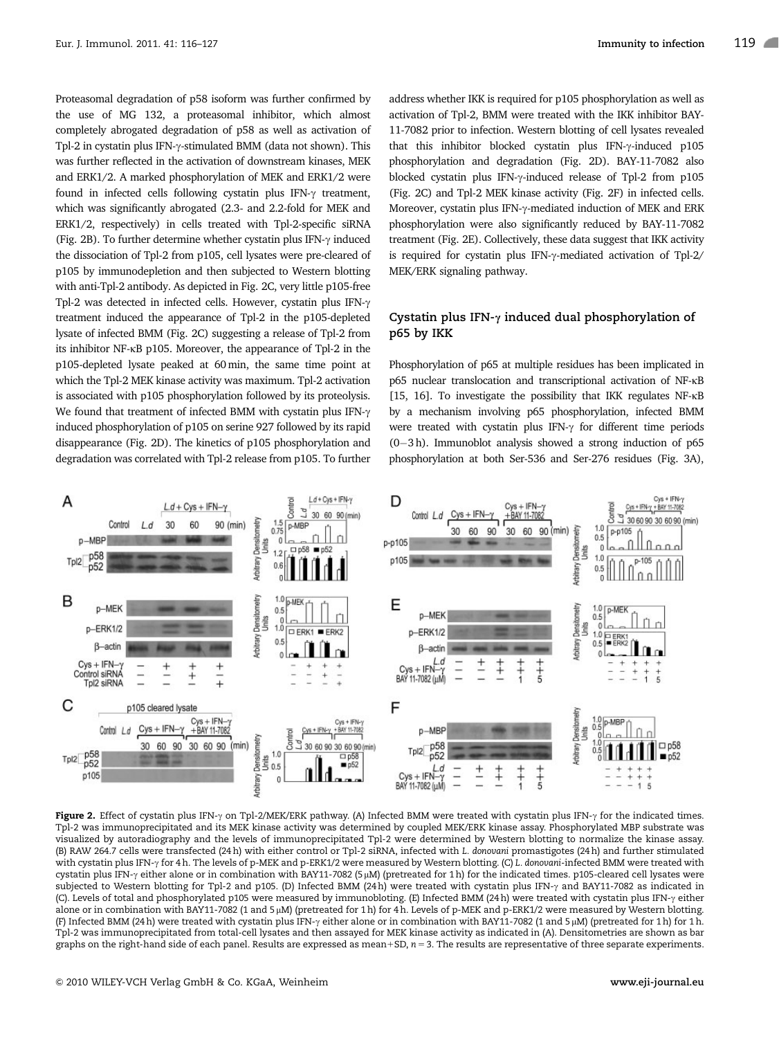Proteasomal degradation of p58 isoform was further confirmed by the use of MG 132, a proteasomal inhibitor, which almost completely abrogated degradation of p58 as well as activation of Tpl-2 in cystatin plus IFN-γ-stimulated BMM (data not shown). This was further reflected in the activation of downstream kinases, MEK and ERK1/2. A marked phosphorylation of MEK and ERK1/2 were found in infected cells following cystatin plus IFN-γ treatment, which was significantly abrogated (2.3- and 2.2-fold for MEK and ERK1/2, respectively) in cells treated with Tpl-2-specific siRNA (Fig. 2B). To further determine whether cystatin plus IFN-γ induced the dissociation of Tpl-2 from p105, cell lysates were pre-cleared of p105 by immunodepletion and then subjected to Western blotting with anti-Tpl-2 antibody. As depicted in Fig. 2C, very little p105-free Tpl-2 was detected in infected cells. However, cystatin plus IFN-γ treatment induced the appearance of Tpl-2 in the p105-depleted lysate of infected BMM (Fig. 2C) suggesting a release of Tpl-2 from its inhibitor NF-κB p105. Moreover, the appearance of Tpl-2 in the p105-depleted lysate peaked at 60 min, the same time point at which the Tpl-2 MEK kinase activity was maximum. Tpl-2 activation is associated with p105 phosphorylation followed by its proteolysis. We found that treatment of infected BMM with cystatin plus IFN-γ induced phosphorylation of p105 on serine 927 followed by its rapid disappearance (Fig. 2D). The kinetics of p105 phosphorylation and degradation was correlated with Tpl-2 release from p105. To further address whether IKK is required for p105 phosphorylation as well as activation of Tpl-2, BMM were treated with the IKK inhibitor BAY-11-7082 prior to infection. Western blotting of cell lysates revealed that this inhibitor blocked cystatin plus IFN-γ-induced p105 phosphorylation and degradation (Fig. 2D). BAY-11-7082 also blocked cystatin plus IFN-γ-induced release of Tpl-2 from p105 (Fig. 2C) and Tpl-2 MEK kinase activity (Fig. 2F) in infected cells. Moreover, cystatin plus IFN-γ-mediated induction of MEK and ERK phosphorylation were also significantly reduced by BAY-11-7082 treatment (Fig. 2E). Collectively, these data suggest that IKK activity is required for cystatin plus IFN-γ-mediated activation of Tpl-2/MEK/ERK signaling pathway.

### Cystatin plus IFN-γ induced dual phosphorylation of p65 by IKK

Phosphorylation of p65 at multiple residues has been implicated in p65 nuclear translocation and transcriptional activation of NF-κB [15, 16]. To investigate the possibility that IKK regulates NF-κB by a mechanism involving p65 phosphorylation, infected BMM were treated with cystatin plus IFN-γ for different time periods (0–3 h). Immunoblot analysis showed a strong induction of p65 phosphorylation at both Ser-536 and Ser-276 residues (Fig. 3A),

**Figure 2.** Effect of cystatin plus IFN-γ on Tpl-2/MEK/ERK pathway. (A) Infected BMM were treated with cystatin plus IFN-γ for the indicated times. Tpl-2 was immunoprecipitated and its MEK kinase activity was determined by coupled MEK/ERK kinase assay. Phosphorylated MBP substrate was visualized by autoradiography and the levels of immunoprecipitated Tpl-2 were determined by Western blotting to normalize the kinase assay. (B) RAW 264.7 cells were transfected (24 h) with either control or Tpl-2 siRNA, infected with *L. donovani* promastigotes (24 h) and further stimulated with cystatin plus IFN-γ for 4 h. The levels of p-MEK and p-ERK1/2 were measured by Western blotting. (C) *L. donovani*-infected BMM were treated with cystatin plus IFN-γ either alone or in combination with BAY11-7082 (5 μM) (pretreated for 1 h) for the indicated times. p105-cleared cell lysates were subjected to Western blotting for Tpl-2 and p105. (D) Infected BMM (24 h) were treated with cystatin plus IFN-γ and BAY11-7082 as indicated in (C). Levels of total and phosphorylated p105 were measured by immunoblotting. (E) Infected BMM (24 h) were treated with cystatin plus IFN-γ either alone or in combination with BAY11-7082 (1 and 5 μM) (pretreated for 1 h) for 4 h. Levels of p-MEK and p-ERK1/2 were measured by Western blotting. (F) Infected BMM (24 h) were treated with cystatin plus IFN-γ either alone or in combination with BAY11-7082 (1 and 5 μM) (pretreated for 1 h) for 1 h. Tpl-2 was immunoprecipitated from total-cell lysates and then assayed for MEK kinase activity as indicated in (A). Densitometries are shown as bar graphs on the right-hand side of each panel. Results are expressed as mean+SD, $n = 3$. The results are representative of three separate experiments.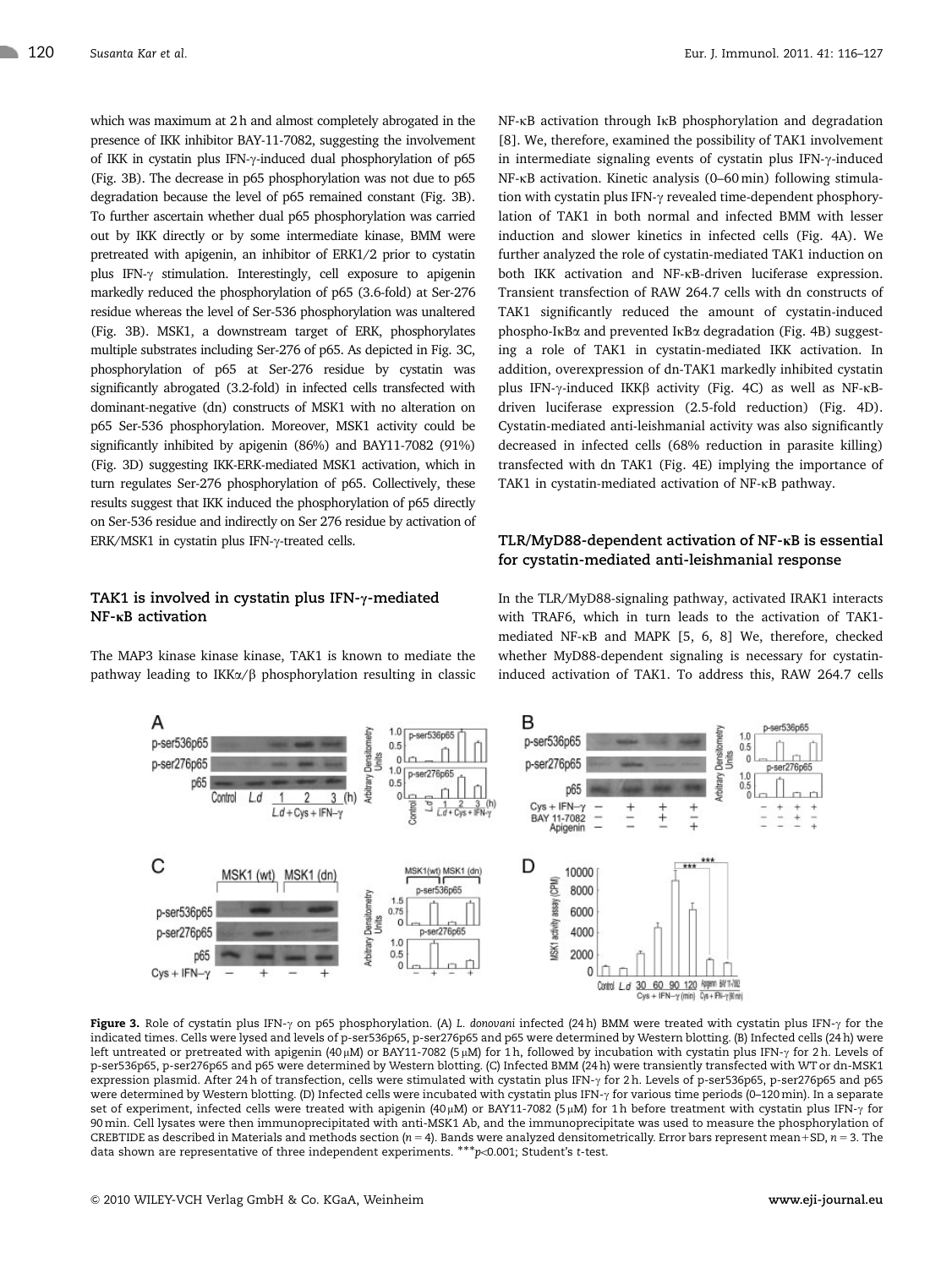which was maximum at 2 h and almost completely abrogated in the presence of IKK inhibitor BAY-11-7082, suggesting the involvement of IKK in cystatin plus IFN-γ-induced dual phosphorylation of p65 (Fig. 3B). The decrease in p65 phosphorylation was not due to p65 degradation because the level of p65 remained constant (Fig. 3B). To further ascertain whether dual p65 phosphorylation was carried out by IKK directly or by some intermediate kinase, BMM were pretreated with apigenin, an inhibitor of ERK1/2 prior to cystatin plus IFN-γ stimulation. Interestingly, cell exposure to apigenin markedly reduced the phosphorylation of p65 (3.6-fold) at Ser-276 residue whereas the level of Ser-536 phosphorylation was unaltered (Fig. 3B). MSK1, a downstream target of ERK, phosphorylates multiple substrates including Ser-276 of p65. As depicted in Fig. 3C, phosphorylation of p65 at Ser-276 residue by cystatin was significantly abrogated (3.2-fold) in infected cells transfected with dominant-negative (dn) constructs of MSK1 with no alteration on p65 Ser-536 phosphorylation. Moreover, MSK1 activity could be significantly inhibited by apigenin (86%) and BAY11-7082 (91%) (Fig. 3D) suggesting IKK-ERK-mediated MSK1 activation, which in turn regulates Ser-276 phosphorylation of p65. Collectively, these results suggest that IKK induced the phosphorylation of p65 directly on Ser-536 residue and indirectly on Ser 276 residue by activation of ERK/MSK1 in cystatin plus IFN-γ-treated cells.

### TAK1 is involved in cystatin plus IFN-γ-mediated NF-κB activation

The MAP3 kinase kinase kinase, TAK1 is known to mediate the pathway leading to IKKα/β phosphorylation resulting in classic NF-κB activation through IκB phosphorylation and degradation [8]. We, therefore, examined the possibility of TAK1 involvement in intermediate signaling events of cystatin plus IFN-γ-induced NF-κB activation. Kinetic analysis (0–60 min) following stimulation with cystatin plus IFN-γ revealed time-dependent phosphorylation of TAK1 in both normal and infected BMM with lesser induction and slower kinetics in infected cells (Fig. 4A). We further analyzed the role of cystatin-mediated TAK1 induction on both IKK activation and NF-κB-driven luciferase expression. Transient transfection of RAW 264.7 cells with dn constructs of TAK1 significantly reduced the amount of cystatin-induced phospho-IκBα and prevented IκBα degradation (Fig. 4B) suggesting a role of TAK1 in cystatin-mediated IKK activation. In addition, overexpression of dn-TAK1 markedly inhibited cystatin plus IFN-γ-induced IKKβ activity (Fig. 4C) as well as NF-κB-driven luciferase expression (2.5-fold reduction) (Fig. 4D). Cystatin-mediated anti-leishmanial activity was also significantly decreased in infected cells (68% reduction in parasite killing) transfected with dn TAK1 (Fig. 4E) implying the importance of TAK1 in cystatin-mediated activation of NF-κB pathway.

### TLR/MyD88-dependent activation of NF-κB is essential for cystatin-mediated anti-leishmanial response

In the TLR/MyD88-signaling pathway, activated IRAK1 interacts with TRAF6, which in turn leads to the activation of TAK1-mediated NF-κB and MAPK [5, 6, 8] We, therefore, checked whether MyD88-dependent signaling is necessary for cystatin-induced activation of TAK1. To address this, RAW 264.7 cells

**Figure 3.** Role of cystatin plus IFN-γ on p65 phosphorylation. (A) *L. donovani* infected (24 h) BMM were treated with cystatin plus IFN-γ for the indicated times. Cells were lysed and levels of p-ser536p65, p-ser276p65 and p65 were determined by Western blotting. (B) Infected cells (24 h) were left untreated or pretreated with apigenin (40 μM) or BAY11-7082 (5 μM) for 1 h, followed by incubation with cystatin plus IFN-γ for 2 h. Levels of p-ser536p65, p-ser276p65 and p65 were determined by Western blotting. (C) Infected BMM (24 h) were transiently transfected with WT or dn-MSK1 expression plasmid. After 24 h of transfection, cells were stimulated with cystatin plus IFN-γ for 2 h. Levels of p-ser536p65, p-ser276p65 and p65 were determined by Western blotting. (D) Infected cells were incubated with cystatin plus IFN-γ for various time periods (0–120 min). In a separate set of experiment, infected cells were treated with apigenin (40 μM) or BAY11-7082 (5 μM) for 1 h before treatment with cystatin plus IFN-γ for 90 min. Cell lysates were then immunoprecipitated with anti-MSK1 Ab, and the immunoprecipitate was used to measure the phosphorylation of CREBTIDE as described in Materials and methods section ($n = 4$). Bands were analyzed densitometrically. Error bars represent mean+SD, $n = 3$. The data shown are representative of three independent experiments. ***$p<0.001$; Student's *t*-test.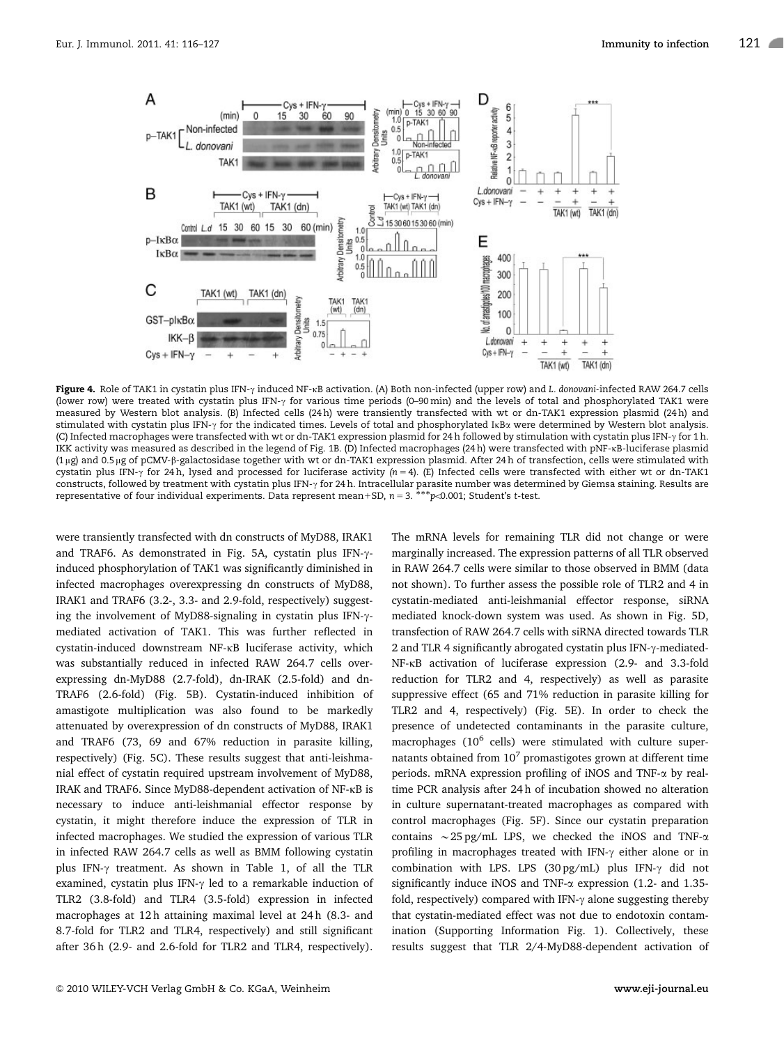**Figure 4.** Role of TAK1 in cystatin plus IFN-γ induced NF-κB activation. (A) Both non-infected (upper row) and *L. donovani*-infected RAW 264.7 cells (lower row) were treated with cystatin plus IFN-γ for various time periods (0–90 min) and the levels of total and phosphorylated TAK1 were measured by Western blot analysis. (B) Infected cells (24 h) were transiently transfected with wt or dn-TAK1 expression plasmid (24 h) and stimulated with cystatin plus IFN-γ for the indicated times. Levels of total and phosphorylated IκBα were determined by Western blot analysis. (C) Infected macrophages were transfected with wt or dn-TAK1 expression plasmid for 24 h followed by stimulation with cystatin plus IFN-γ for 1 h. IKK activity was measured as described in the legend of Fig. 1B. (D) Infected macrophages (24 h) were transfected with pNF-κB-luciferase plasmid (1 μg) and 0.5 μg of pCMV-β-galactosidase together with wt or dn-TAK1 expression plasmid. After 24 h of transfection, cells were stimulated with cystatin plus IFN-γ for 24 h, lysed and processed for luciferase activity ($n = 4$). (E) Infected cells were transfected with either wt or dn-TAK1 constructs, followed by treatment with cystatin plus IFN-γ for 24 h. Intracellular parasite number was determined by Giemsa staining. Results are representative of four individual experiments. Data represent mean+SD, $n = 3$. ***$p<0.001$; Student's *t*-test.

were transiently transfected with dn constructs of MyD88, IRAK1 and TRAF6. As demonstrated in Fig. 5A, cystatin plus IFN-γ-induced phosphorylation of TAK1 was significantly diminished in infected macrophages overexpressing dn constructs of MyD88, IRAK1 and TRAF6 (3.2-, 3.3- and 2.9-fold, respectively) suggesting the involvement of MyD88-signaling in cystatin plus IFN-γ-mediated activation of TAK1. This was further reflected in cystatin-induced downstream NF-κB luciferase activity, which was substantially reduced in infected RAW 264.7 cells overexpressing dn-MyD88 (2.7-fold), dn-IRAK (2.5-fold) and dn-TRAF6 (2.6-fold) (Fig. 5B). Cystatin-induced inhibition of amastigote multiplication was also found to be markedly attenuated by overexpression of dn constructs of MyD88, IRAK1 and TRAF6 (73, 69 and 67% reduction in parasite killing, respectively) (Fig. 5C). These results suggest that anti-leishmanial effect of cystatin required upstream involvement of MyD88, IRAK and TRAF6. Since MyD88-dependent activation of NF-κB is necessary to induce anti-leishmanial effector response by cystatin, it might therefore induce the expression of TLR in infected macrophages. We studied the expression of various TLR in infected RAW 264.7 cells as well as BMM following cystatin plus IFN-γ treatment. As shown in Table 1, of all the TLR examined, cystatin plus IFN-γ led to a remarkable induction of TLR2 (3.8-fold) and TLR4 (3.5-fold) expression in infected macrophages at 12 h attaining maximal level at 24 h (8.3- and 8.7-fold for TLR2 and TLR4, respectively) and still significant after 36 h (2.9- and 2.6-fold for TLR2 and TLR4, respectively). The mRNA levels for remaining TLR did not change or were marginally increased. The expression patterns of all TLR observed in RAW 264.7 cells were similar to those observed in BMM (data not shown). To further assess the possible role of TLR2 and 4 in cystatin-mediated anti-leishmanial effector response, siRNA mediated knock-down system was used. As shown in Fig. 5D, transfection of RAW 264.7 cells with siRNA directed towards TLR 2 and TLR 4 significantly abrogated cystatin plus IFN-γ-mediated-NF-κB activation of luciferase expression (2.9- and 3.3-fold reduction for TLR2 and 4, respectively) as well as parasite suppressive effect (65 and 71% reduction in parasite killing for TLR2 and 4, respectively) (Fig. 5E). In order to check the presence of undetected contaminants in the parasite culture, macrophages ($10^6$ cells) were stimulated with culture supernatants obtained from $10^7$ promastigotes grown at different time periods. mRNA expression profiling of iNOS and TNF-α by real-time PCR analysis after 24 h of incubation showed no alteration in culture supernatant-treated macrophages as compared with control macrophages (Fig. 5F). Since our cystatin preparation contains ~25 pg/mL LPS, we checked the iNOS and TNF-α profiling in macrophages treated with IFN-γ either alone or in combination with LPS. LPS (30 pg/mL) plus IFN-γ did not significantly induce iNOS and TNF-α expression (1.2- and 1.35-fold, respectively) compared with IFN-γ alone suggesting thereby that cystatin-mediated effect was not due to endotoxin contamination (Supporting Information Fig. 1). Collectively, these results suggest that TLR 2/4-MyD88-dependent activation of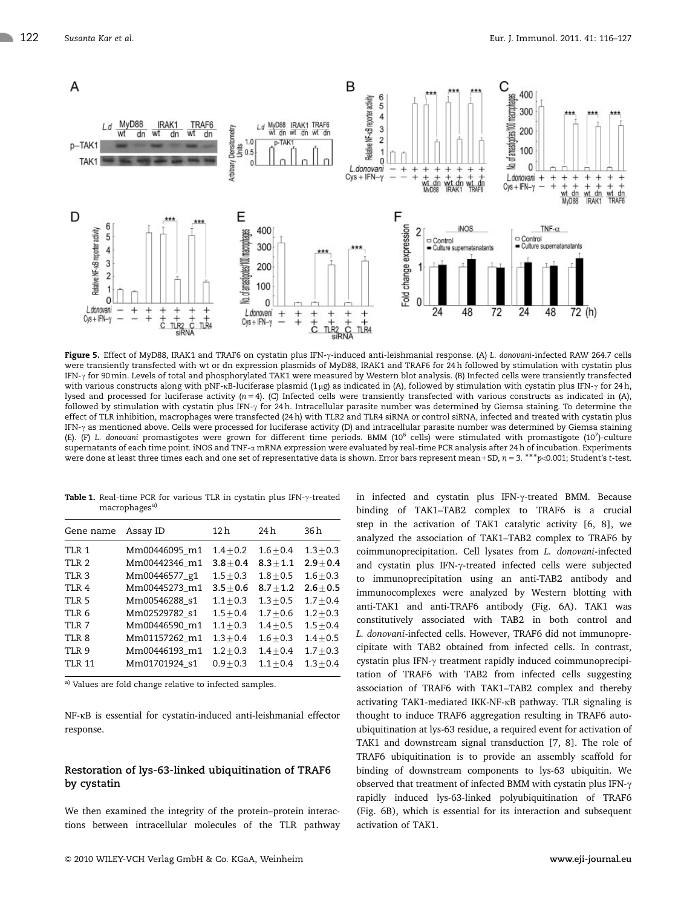**Figure 5.** Effect of MyD88, IRAK1 and TRAF6 on cystatin plus IFN-γ-induced anti-leishmanial response. (A) *L. donovani*-infected RAW 264.7 cells were transiently transfected with wt or dn expression plasmids of MyD88, IRAK1 and TRAF6 for 24 h followed by stimulation with cystatin plus IFN-γ for 90 min. Levels of total and phosphorylated TAK1 were measured by Western blot analysis. (B) Infected cells were transiently transfected with various constructs along with pNF-κB-luciferase plasmid (1 μg) as indicated in (A), followed by stimulation with cystatin plus IFN-γ for 24 h, lysed and processed for luciferase activity ($n = 4$). (C) Infected cells were transiently transfected with various constructs as indicated in (A), followed by stimulation with cystatin plus IFN-γ for 24 h. Intracellular parasite number was determined by Giemsa staining. To determine the effect of TLR inhibition, macrophages were transfected (24 h) with TLR2 and TLR4 siRNA or control siRNA, infected and treated with cystatin plus IFN-γ as mentioned above. Cells were processed for luciferase activity (D) and intracellular parasite number was determined by Giemsa staining (E). (F) *L. donovani* promastigotes were grown for different time periods. BMM ($10^6$ cells) were stimulated with promastigote ($10^7$)-culture supernatants of each time point. iNOS and TNF-α mRNA expression were evaluated by real-time PCR analysis after 24 h of incubation. Experiments were done at least three times each and one set of representative data is shown. Error bars represent mean+SD, $n = 3$. ***$p<0.001$; Student's *t*-test.

**Table 1.** Real-time PCR for various TLR in cystatin plus IFN-γ-treated macrophages[a)]

| Gene name | Assay ID | 12 h | 24 h | 36 h |
|---|---|---|---|---|
| TLR 1 | Mm00446095_m1 | 1.4±0.2 | 1.6±0.4 | 1.3±0.3 |
| TLR 2 | Mm00442346_m1 | **3.8±0.4** | **8.3±1.1** | **2.9±0.4** |
| TLR 3 | Mm00446577_g1 | 1.5±0.3 | 1.8±0.5 | 1.6±0.3 |
| TLR 4 | Mm00445273_m1 | **3.5±0.6** | **8.7±1.2** | **2.6±0.5** |
| TLR 5 | Mm00546288_s1 | 1.1±0.3 | 1.3±0.5 | 1.7±0.4 |
| TLR 6 | Mm02529782_s1 | 1.5±0.4 | 1.7±0.6 | 1.2±0.3 |
| TLR 7 | Mm00446590_m1 | 1.1±0.3 | 1.4±0.5 | 1.5±0.4 |
| TLR 8 | Mm01157262_m1 | 1.3±0.4 | 1.6±0.3 | 1.4±0.5 |
| TLR 9 | Mm00446193_m1 | 1.2±0.3 | 1.4±0.4 | 1.7±0.3 |
| TLR 11 | Mm01701924_s1 | 0.9±0.3 | 1.1±0.4 | 1.3±0.4 |

a) Values are fold change relative to infected samples.

NF-κB is essential for cystatin-induced anti-leishmanial effector response.

### Restoration of lys-63-linked ubiquitination of TRAF6 by cystatin

We then examined the integrity of the protein–protein interactions between intracellular molecules of the TLR pathway in infected and cystatin plus IFN-γ-treated BMM. Because binding of TAK1–TAB2 complex to TRAF6 is a crucial step in the activation of TAK1 catalytic activity [6, 8], we analyzed the association of TAK1–TAB2 complex to TRAF6 by coimmunoprecipitation. Cell lysates from *L. donovani*-infected and cystatin plus IFN-γ-treated infected cells were subjected to immunoprecipitation using an anti-TAB2 antibody and immunocomplexes were analyzed by Western blotting with anti-TAK1 and anti-TRAF6 antibody (Fig. 6A). TAK1 was constitutively associated with TAB2 in both control and *L. donovani*-infected cells. However, TRAF6 did not immunoprecipitate with TAB2 obtained from infected cells. In contrast, cystatin plus IFN-γ treatment rapidly induced coimmunoprecipitation of TRAF6 with TAB2 from infected cells suggesting association of TRAF6 with TAK1–TAB2 complex and thereby activating TAK1-mediated IKK-NF-κB pathway. TLR signaling is thought to induce TRAF6 aggregation resulting in TRAF6 autoubiquitination at lys-63 residue, a required event for activation of TAK1 and downstream signal transduction [7, 8]. The role of TRAF6 ubiquitination is to provide an assembly scaffold for binding of downstream components to lys-63 ubiquitin. We observed that treatment of infected BMM with cystatin plus IFN-γ rapidly induced lys-63-linked polyubiquitination of TRAF6 (Fig. 6B), which is essential for its interaction and subsequent activation of TAK1.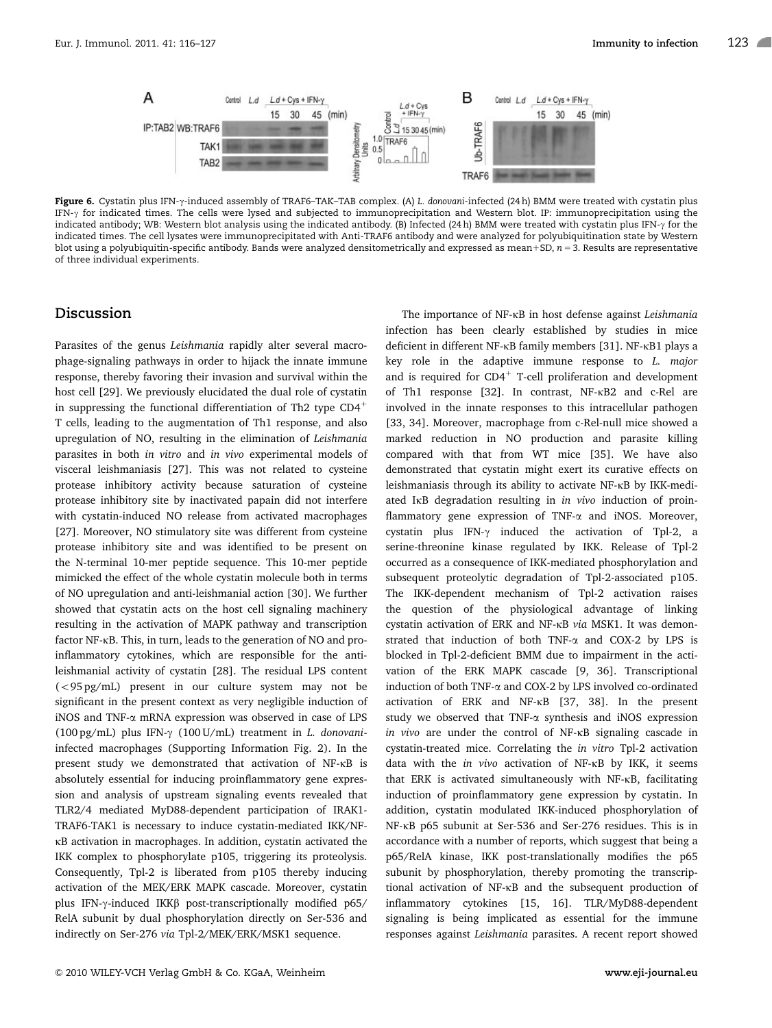**Figure 6.** Cystatin plus IFN-γ-induced assembly of TRAF6–TAK–TAB complex. (A) *L. donovani*-infected (24 h) BMM were treated with cystatin plus IFN-γ for indicated times. The cells were lysed and subjected to immunoprecipitation and Western blot. IP: immunoprecipitation using the indicated antibody; WB: Western blot analysis using the indicated antibody. (B) Infected (24 h) BMM were treated with cystatin plus IFN-γ for the indicated times. The cell lysates were immunoprecipitated with Anti-TRAF6 antibody and were analyzed for polyubiquitination state by Western blot using a polyubiquitin-specific antibody. Bands were analyzed densitometrically and expressed as mean+SD, $n = 3$. Results are representative of three individual experiments.

## Discussion

Parasites of the genus *Leishmania* rapidly alter several macrophage-signaling pathways in order to hijack the innate immune response, thereby favoring their invasion and survival within the host cell [29]. We previously elucidated the dual role of cystatin in suppressing the functional differentiation of Th2 type $CD4^+$ T cells, leading to the augmentation of Th1 response, and also upregulation of NO, resulting in the elimination of *Leishmania* parasites in both *in vitro* and *in vivo* experimental models of visceral leishmaniasis [27]. This was not related to cysteine protease inhibitory activity because saturation of cysteine protease inhibitory site by inactivated papain did not interfere with cystatin-induced NO release from activated macrophages [27]. Moreover, NO stimulatory site was different from cysteine protease inhibitory site and was identified to be present on the N-terminal 10-mer peptide sequence. This 10-mer peptide mimicked the effect of the whole cystatin molecule both in terms of NO upregulation and anti-leishmanial action [30]. We further showed that cystatin acts on the host cell signaling machinery resulting in the activation of MAPK pathway and transcription factor NF-κB. This, in turn, leads to the generation of NO and proinflammatory cytokines, which are responsible for the anti-leishmanial activity of cystatin [28]. The residual LPS content (<95 pg/mL) present in our culture system may not be significant in the present context as very negligible induction of iNOS and TNF-α mRNA expression was observed in case of LPS (100 pg/mL) plus IFN-γ (100 U/mL) treatment in *L. donovani*-infected macrophages (Supporting Information Fig. 2). In the present study we demonstrated that activation of NF-κB is absolutely essential for inducing proinflammatory gene expression and analysis of upstream signaling events revealed that TLR2/4 mediated MyD88-dependent participation of IRAK1-TRAF6-TAK1 is necessary to induce cystatin-mediated IKK/NF-κB activation in macrophages. In addition, cystatin activated the IKK complex to phosphorylate p105, triggering its proteolysis. Consequently, Tpl-2 is liberated from p105 thereby inducing activation of the MEK/ERK MAPK cascade. Moreover, cystatin plus IFN-γ-induced IKKβ post-transcriptionally modified p65/RelA subunit by dual phosphorylation directly on Ser-536 and indirectly on Ser-276 *via* Tpl-2/MEK/ERK/MSK1 sequence.

The importance of NF-κB in host defense against *Leishmania* infection has been clearly established by studies in mice deficient in different NF-κB family members [31]. NF-κB1 plays a key role in the adaptive immune response to *L. major* and is required for $CD4^+$ T-cell proliferation and development of Th1 response [32]. In contrast, NF-κB2 and c-Rel are involved in the innate responses to this intracellular pathogen [33, 34]. Moreover, macrophage from c-Rel-null mice showed a marked reduction in NO production and parasite killing compared with that from WT mice [35]. We have also demonstrated that cystatin might exert its curative effects on leishmaniasis through its ability to activate NF-κB by IKK-mediated IκB degradation resulting in *in vivo* induction of proinflammatory gene expression of TNF-α and iNOS. Moreover, cystatin plus IFN-γ induced the activation of Tpl-2, a serine-threonine kinase regulated by IKK. Release of Tpl-2 occurred as a consequence of IKK-mediated phosphorylation and subsequent proteolytic degradation of Tpl-2-associated p105. The IKK-dependent mechanism of Tpl-2 activation raises the question of the physiological advantage of linking cystatin activation of ERK and NF-κB *via* MSK1. It was demonstrated that induction of both TNF-α and COX-2 by LPS is blocked in Tpl-2-deficient BMM due to impairment in the activation of the ERK MAPK cascade [9, 36]. Transcriptional induction of both TNF-α and COX-2 by LPS involved co-ordinated activation of ERK and NF-κB [37, 38]. In the present study we observed that TNF-α synthesis and iNOS expression *in vivo* are under the control of NF-κB signaling cascade in cystatin-treated mice. Correlating the *in vitro* Tpl-2 activation data with the *in vivo* activation of NF-κB by IKK, it seems that ERK is activated simultaneously with NF-κB, facilitating induction of proinflammatory gene expression by cystatin. In addition, cystatin modulated IKK-induced phosphorylation of NF-κB p65 subunit at Ser-536 and Ser-276 residues. This is in accordance with a number of reports, which suggest that being a p65/RelA kinase, IKK post-translationally modifies the p65 subunit by phosphorylation, thereby promoting the transcriptional activation of NF-κB and the subsequent production of inflammatory cytokines [15, 16]. TLR/MyD88-dependent signaling is being implicated as essential for the immune responses against *Leishmania* parasites. A recent report showed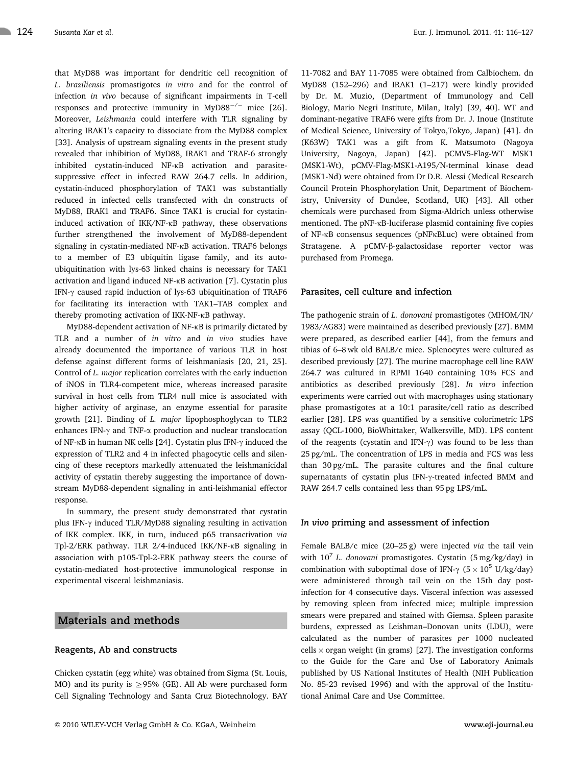that MyD88 was important for dendritic cell recognition of *L. braziliensis* promastigotes *in vitro* and for the control of infection *in vivo* because of significant impairments in T-cell responses and protective immunity in MyD88$^{-/-}$ mice [26]. Moreover, *Leishmania* could interfere with TLR signaling by altering IRAK1's capacity to dissociate from the MyD88 complex [33]. Analysis of upstream signaling events in the present study revealed that inhibition of MyD88, IRAK1 and TRAF-6 strongly inhibited cystatin-induced NF-κB activation and parasite-suppressive effect in infected RAW 264.7 cells. In addition, cystatin-induced phosphorylation of TAK1 was substantially reduced in infected cells transfected with dn constructs of MyD88, IRAK1 and TRAF6. Since TAK1 is crucial for cystatin-induced activation of IKK/NF-κB pathway, these observations further strengthened the involvement of MyD88-dependent signaling in cystatin-mediated NF-κB activation. TRAF6 belongs to a member of E3 ubiquitin ligase family, and its auto-ubiquitination with lys-63 linked chains is necessary for TAK1 activation and ligand induced NF-κB activation [7]. Cystatin plus IFN-γ caused rapid induction of lys-63 ubiquitination of TRAF6 for facilitating its interaction with TAK1–TAB complex and thereby promoting activation of IKK-NF-κB pathway.

MyD88-dependent activation of NF-κB is primarily dictated by TLR and a number of *in vitro* and *in vivo* studies have already documented the importance of various TLR in host defense against different forms of leishmaniasis [20, 21, 25]. Control of *L. major* replication correlates with the early induction of iNOS in TLR4-competent mice, whereas increased parasite survival in host cells from TLR4 null mice is associated with higher activity of arginase, an enzyme essential for parasite growth [21]. Binding of *L. major* lipophosphoglycan to TLR2 enhances IFN-γ and TNF-α production and nuclear translocation of NF-κB in human NK cells [24]. Cystatin plus IFN-γ induced the expression of TLR2 and 4 in infected phagocytic cells and silencing of these receptors markedly attenuated the leishmanicidal activity of cystatin thereby suggesting the importance of downstream MyD88-dependent signaling in anti-leishmanial effector response.

In summary, the present study demonstrated that cystatin plus IFN-γ induced TLR/MyD88 signaling resulting in activation of IKK complex. IKK, in turn, induced p65 transactivation *via* Tpl-2/ERK pathway. TLR 2/4-induced IKK/NF-κB signaling in association with p105-Tpl-2-ERK pathway steers the course of cystatin-mediated host-protective immunological response in experimental visceral leishmaniasis.

## Materials and methods

### Reagents, Ab and constructs

Chicken cystatin (egg white) was obtained from Sigma (St. Louis, MO) and its purity is ≥95% (GE). All Ab were purchased form Cell Signaling Technology and Santa Cruz Biotechnology. BAY 11-7082 and BAY 11-7085 were obtained from Calbiochem. dn MyD88 (152–296) and IRAK1 (1–217) were kindly provided by Dr. M. Muzio, (Department of Immunology and Cell Biology, Mario Negri Institute, Milan, Italy) [39, 40]. WT and dominant-negative TRAF6 were gifts from Dr. J. Inoue (Institute of Medical Science, University of Tokyo,Tokyo, Japan) [41]. dn (K63W) TAK1 was a gift from K. Matsumoto (Nagoya University, Nagoya, Japan) [42]. pCMV5-Flag-WT MSK1 (MSK1-Wt), pCMV-Flag-MSK1-A195/N-terminal kinase dead (MSK1-Nd) were obtained from Dr D.R. Alessi (Medical Research Council Protein Phosphorylation Unit, Department of Biochemistry, University of Dundee, Scotland, UK) [43]. All other chemicals were purchased from Sigma-Aldrich unless otherwise mentioned. The pNF-κB-luciferase plasmid containing five copies of NF-κB consensus sequences (pNFκBLuc) were obtained from Stratagene. A pCMV-β-galactosidase reporter vector was purchased from Promega.

### Parasites, cell culture and infection

The pathogenic strain of *L. donovani* promastigotes (MHOM/IN/1983/AG83) were maintained as described previously [27]. BMM were prepared, as described earlier [44], from the femurs and tibias of 6–8 wk old BALB/c mice. Splenocytes were cultured as described previously [27]. The murine macrophage cell line RAW 264.7 was cultured in RPMI 1640 containing 10% FCS and antibiotics as described previously [28]. *In vitro* infection experiments were carried out with macrophages using stationary phase promastigotes at a 10:1 parasite/cell ratio as described earlier [28]. LPS was quantified by a sensitive colorimetric LPS assay (QCL-1000, BioWhittaker, Walkersville, MD). LPS content of the reagents (cystatin and IFN-γ) was found to be less than 25 pg/mL. The concentration of LPS in media and FCS was less than 30 pg/mL. The parasite cultures and the final culture supernatants of cystatin plus IFN-γ-treated infected BMM and RAW 264.7 cells contained less than 95 pg LPS/mL.

### *In vivo* priming and assessment of infection

Female BALB/c mice (20–25 g) were injected *via* the tail vein with $10^7$ *L. donovani* promastigotes. Cystatin (5 mg/kg/day) in combination with suboptimal dose of IFN-γ ($5 \times 10^5$ U/kg/day) were administered through tail vein on the 15th day post-infection for 4 consecutive days. Visceral infection was assessed by removing spleen from infected mice; multiple impression smears were prepared and stained with Giemsa. Spleen parasite burdens, expressed as Leishman–Donovan units (LDU), were calculated as the number of parasites *per* 1000 nucleated cells × organ weight (in grams) [27]. The investigation conforms to the Guide for the Care and Use of Laboratory Animals published by US National Institutes of Health (NIH Publication No. 85-23 revised 1996) and with the approval of the Institutional Animal Care and Use Committee.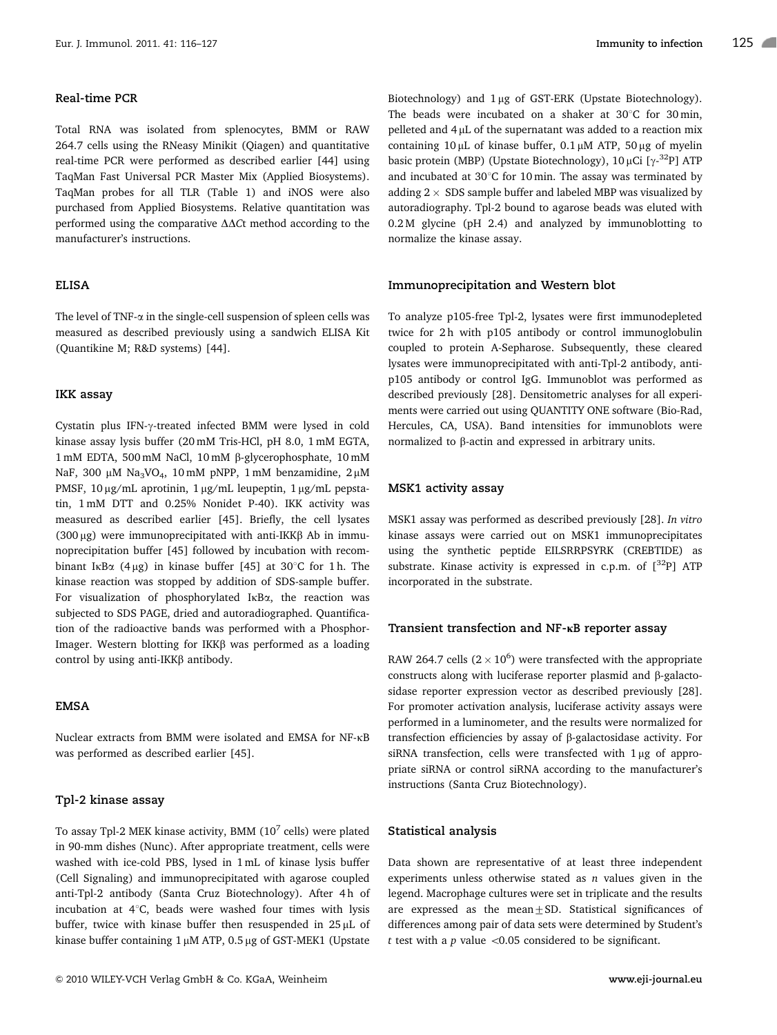### Real-time PCR

Total RNA was isolated from splenocytes, BMM or RAW 264.7 cells using the RNeasy Minikit (Qiagen) and quantitative real-time PCR were performed as described earlier [44] using TaqMan Fast Universal PCR Master Mix (Applied Biosystems). TaqMan probes for all TLR (Table 1) and iNOS were also purchased from Applied Biosystems. Relative quantitation was performed using the comparative $\Delta\Delta$Ct method according to the manufacturer's instructions.

### ELISA

The level of TNF-$\alpha$ in the single-cell suspension of spleen cells was measured as described previously using a sandwich ELISA Kit (Quantikine M; R&D systems) [44].

### IKK assay

Cystatin plus IFN-$\gamma$-treated infected BMM were lysed in cold kinase assay lysis buffer (20 mM Tris-HCl, pH 8.0, 1 mM EGTA, 1 mM EDTA, 500 mM NaCl, 10 mM $\beta$-glycerophosphate, 10 mM NaF, 300 $\mu$M $Na_3VO_4$, 10 mM pNPP, 1 mM benzamidine, 2 $\mu$M PMSF, 10 $\mu$g/mL aprotinin, 1 $\mu$g/mL leupeptin, 1 $\mu$g/mL pepstatin, 1 mM DTT and 0.25% Nonidet P-40). IKK activity was measured as described earlier [45]. Briefly, the cell lysates (300 $\mu$g) were immunoprecipitated with anti-IKK$\beta$ Ab in immunoprecipitation buffer [45] followed by incubation with recombinant I$\kappa$B$\alpha$ (4 $\mu$g) in kinase buffer [45] at 30°C for 1 h. The kinase reaction was stopped by addition of SDS-sample buffer. For visualization of phosphorylated I$\kappa$B$\alpha$, the reaction was subjected to SDS PAGE, dried and autoradiographed. Quantification of the radioactive bands was performed with a PhosphorImager. Western blotting for IKK$\beta$ was performed as a loading control by using anti-IKK$\beta$ antibody.

### EMSA

Nuclear extracts from BMM were isolated and EMSA for NF-$\kappa$B was performed as described earlier [45].

### Tpl-2 kinase assay

To assay Tpl-2 MEK kinase activity, BMM ($10^7$ cells) were plated in 90-mm dishes (Nunc). After appropriate treatment, cells were washed with ice-cold PBS, lysed in 1 mL of kinase lysis buffer (Cell Signaling) and immunoprecipitated with agarose coupled anti-Tpl-2 antibody (Santa Cruz Biotechnology). After 4 h of incubation at 4°C, beads were washed four times with lysis buffer, twice with kinase buffer then resuspended in 25 $\mu$L of kinase buffer containing 1 $\mu$M ATP, 0.5 $\mu$g of GST-MEK1 (Upstate Biotechnology) and 1 $\mu$g of GST-ERK (Upstate Biotechnology). The beads were incubated on a shaker at 30°C for 30 min, pelleted and 4 $\mu$L of the supernatant was added to a reaction mix containing 10 $\mu$L of kinase buffer, 0.1 $\mu$M ATP, 50 $\mu$g of myelin basic protein (MBP) (Upstate Biotechnology), 10 $\mu$Ci [$\gamma$-$^{32}$P] ATP and incubated at 30°C for 10 min. The assay was terminated by adding 2 $\times$ SDS sample buffer and labeled MBP was visualized by autoradiography. Tpl-2 bound to agarose beads was eluted with 0.2 M glycine (pH 2.4) and analyzed by immunoblotting to normalize the kinase assay.

### Immunoprecipitation and Western blot

To analyze p105-free Tpl-2, lysates were first immunodepleted twice for 2 h with p105 antibody or control immunoglobulin coupled to protein A-Sepharose. Subsequently, these cleared lysates were immunoprecipitated with anti-Tpl-2 antibody, anti-p105 antibody or control IgG. Immunoblot was performed as described previously [28]. Densitometric analyses for all experiments were carried out using QUANTITY ONE software (Bio-Rad, Hercules, CA, USA). Band intensities for immunoblots were normalized to $\beta$-actin and expressed in arbitrary units.

### MSK1 activity assay

MSK1 assay was performed as described previously [28]. *In vitro* kinase assays were carried out on MSK1 immunoprecipitates using the synthetic peptide EILSRRPSYRK (CREBTIDE) as substrate. Kinase activity is expressed in c.p.m. of [$^{32}$P] ATP incorporated in the substrate.

### Transient transfection and NF-$\kappa$B reporter assay

RAW 264.7 cells ($2 \times 10^6$) were transfected with the appropriate constructs along with luciferase reporter plasmid and $\beta$-galactosidase reporter expression vector as described previously [28]. For promoter activation analysis, luciferase activity assays were performed in a luminometer, and the results were normalized for transfection efficiencies by assay of $\beta$-galactosidase activity. For siRNA transfection, cells were transfected with 1 $\mu$g of appropriate siRNA or control siRNA according to the manufacturer's instructions (Santa Cruz Biotechnology).

### Statistical analysis

Data shown are representative of at least three independent experiments unless otherwise stated as *n* values given in the legend. Macrophage cultures were set in triplicate and the results are expressed as the mean $\pm$ SD. Statistical significances of differences among pair of data sets were determined by Student's *t* test with a *p* value $<0.05$ considered to be significant.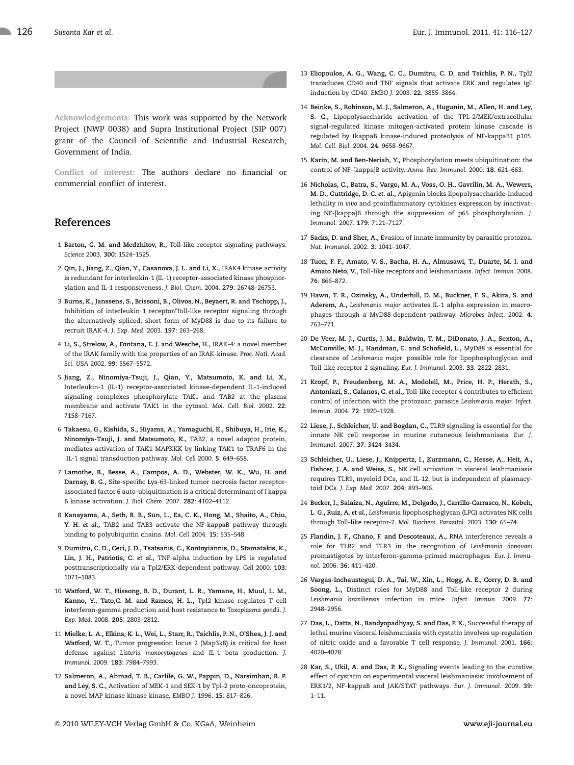**Acknowledgements:** This work was supported by the Network Project (NWP 0038) and Supra Institutional Project (SIP 007) grant of the Council of Scientific and Industrial Research, Government of India.

**Conflict of interest:** The authors declare no financial or commercial conflict of interest.

## References

1 **Barton, G. M. and Medzhitov, R.,** Toll-like receptor signaling pathways. *Science* 2003. **300**: 1524–1525.

2 **Qin, J., Jiang, Z., Qian, Y., Casanova, J. L. and Li, X.,** IRAK4 kinase activity is redundant for interleukin-1 (IL-1) receptor-associated kinase phosphorylation and IL-1 responsiveness. *J. Biol. Chem.* 2004. **279**: 26748–26753.

3 **Burns, K., Janssens, S., Brissoni, B., Olivos, N., Beyaert, R. and Tschopp, J.,** Inhibition of interleukin 1 receptor/Toll-like receptor signaling through the alternatively spliced, short form of MyD88 is due to its failure to recruit IRAK-4. *J. Exp. Med.* 2003. **197**: 263–268.

4 **Li, S., Strelow, A., Fontana, E. J. and Wesche, H.,** IRAK-4: a novel member of the IRAK family with the properties of an IRAK-kinase. *Proc. Natl. Acad. Sci. USA* 2002. **99**: 5567–5572.

5 **Jiang, Z., Ninomiya-Tsuji, J., Qian, Y., Matsumoto, K. and Li, X.,** Interleukin-1 (IL-1) receptor-associated kinase-dependent IL-1-induced signaling complexes phosphorylate TAK1 and TAB2 at the plasma membrane and activate TAK1 in the cytosol. *Mol. Cell. Biol.* 2002. **22**: 7158–7167.

6 **Takaesu, G., Kishida, S., Hiyama, A., Yamaguchi, K., Shibuya, H., Irie, K., Ninomiya-Tsuji, J. and Matsumoto, K.,** TAB2, a novel adaptor protein, mediates activation of TAK1 MAPKKK by linking TAK1 to TRAF6 in the IL-1 signal transduction pathway. *Mol. Cell* 2000. **5**: 649–658.

7 **Lamothe, B., Besse, A., Campos, A. D., Webster, W. K., Wu, H. and Darnay, B. G.,** Site-specific Lys-63-linked tumor necrosis factor receptor-associated factor 6 auto-ubiquitination is a critical determinant of I kappa B kinase activation. *J. Biol. Chem.* 2007. **282**: 4102–4112.

8 **Kanayama, A., Seth, R. B., Sun, L., Ea, C. K., Hong, M., Shaito, A., Chiu, Y. H. *et al.*,** TAB2 and TAB3 activate the NF-kappaB pathway through binding to polyubiquitin chains. *Mol. Cell* 2004. **15**: 535–548.

9 **Dumitru, C. D., Ceci, J. D., Tsatsanis, C., Kontoyiannis, D., Stamatakis, K., Lin, J. H., Patriotis, C. *et al.*,** TNF-alpha induction by LPS is regulated posttranscriptionally *via* a Tpl2/ERK-dependent pathway. *Cell* 2000. **103**: 1071–1083.

10 **Watford, W. T., Hissong, B. D., Durant, L. R., Yamane, H., Muul, L. M., Kanno, Y., Tato,C. M. and Ramos, H. L.,** Tpl2 kinase regulates T cell interferon-gamma production and host resistance to *Toxoplasma gondii*. *J. Exp. Med.* 2008. **205**: 2803–2812.

11 **Mielke, L. A., Elkins, K. L., Wei, L., Starr, R., Tsichlis, P. N., O'Shea, J. J. and Watford, W. T.,** Tumor progression locus 2 (Map3k8) is critical for host defense against *Listeria monocytogenes* and IL-1 beta production. *J. Immunol.* 2009. **183**: 7984–7993.

12 **Salmeron, A., Ahmad, T. B., Carlile, G. W., Pappin, D., Narsimhan, R. P. and Ley, S. C.,** Activation of MEK-1 and SEK-1 by Tpl-2 proto-oncoprotein, a novel MAP kinase kinase kinase. *EMBO J.* 1996. **15**: 817–826.

13 **Eliopoulos, A. G., Wang, C. C., Dumitru, C. D. and Tsichlis, P. N.,** Tpl2 transduces CD40 and TNF signals that activate ERK and regulates IgE induction by CD40. *EMBO J.* 2003. **22**: 3855–3864.

14 **Beinke, S., Robinson, M. J., Salmeron, A., Hugunin, M., Allen, H. and Ley, S. C.,** Lipopolysaccharide activation of the TPL-2/MEK/extracellular signal-regulated kinase mitogen-activated protein kinase cascade is regulated by IkappaB kinase-induced proteolysis of NF-kappaB1 p105. *Mol. Cell. Biol.* 2004. **24**: 9658–9667.

15 **Karin, M. and Ben-Neriah, Y.,** Phosphorylation meets ubiquitination: the control of NF-[kappa]B activity. *Annu. Rev. Immunol.* 2000. **18**: 621–663.

16 **Nicholas, C., Batra, S., Vargo, M. A., Voss, O. H., Gavrilin, M. A., Wewers, M. D., Guttridge, D. C. *et. al.*,** Apigenin blocks lipopolysaccharide-induced lethality *in vivo* and proinflammatory cytokines expression by inactivating NF-{kappa}B through the suppression of p65 phosphorylation. *J. Immunol.* 2007. **179**: 7121–7127.

17 **Sacks, D. and Sher, A.,** Evasion of innate immunity by parasitic protozoa. *Nat. Immunol.* 2002. **3**: 1041–1047.

18 **Tuon, F. F., Amato, V. S., Bacha, H. A., Almusawi, T., Duarte, M. I. and Amato Neto, V.,** Toll-like receptors and leishmaniasis. *Infect. Immun.* 2008. **76**: 866–872.

19 **Hawn, T. R., Ozinsky, A., Underhill, D. M., Buckner, F. S., Akira, S. and Aderem, A.,** *Leishmania major* activates IL-1 alpha expression in macrophages through a MyD88-dependent pathway. *Microbes Infect.* 2002. **4**: 763–771.

20 **De Veer, M. J., Curtis, J. M., Baldwin, T. M., DiDonato, J. A., Sexton, A., McConville, M. J., Handman, E. and Schofield, L.,** MyD88 is essential for clearance of *Leishmania major*: possible role for lipophosphoglycan and Toll-like receptor 2 signaling. *Eur. J. Immunol.* 2003. **33**: 2822–2831.

21 **Kropf, P., Freudenberg, M. A., Modolell, M., Price, H. P., Herath, S., Antoniazi, S., Galanos, C. *et al.*,** Toll-like receptor 4 contributes to efficient control of infection with the protozoan parasite *Leishmania major*. *Infect. Immun.* 2004. **72**: 1920–1928.

22 **Liese, J., Schleicher, U. and Bogdan, C.,** TLR9 signaling is essential for the innate NK cell response in murine cutaneous leishmaniasis. *Eur. J. Immunol.* 2007. **37**: 3424–3434.

23 **Schleicher, U., Liese, J., Knippertz, I., Kurzmann, C., Hesse, A., Heit, A., Fishcer, J. A. and Weiss, S.,** NK cell activation in visceral leishmaniasis requires TLR9, myeloid DCs, and IL-12, but is independent of plasmacytoid DCs. *J. Exp. Med.* 2007. **204**: 893–906.

24 **Becker, I., Salaiza, N., Aguirre, M., Delgado, J., Carrillo-Carrasco, N., Kobeh, L. G., Ruiz, A. *et al.*,** *Leishmania* lipophosphoglycan (LPG) activates NK cells through Toll-like receptor-2. *Mol. Biochem. Parasitol.* 2003. **130**: 65–74.

25 **Flandin, J. F., Chano, F. and Descoteaux, A.,** RNA interference reveals a role for TLR2 and TLR3 in the recognition of *Leishmania donovani* promastigotes by interferon-gamma-primed macrophages. *Eur. J. Immunol.* 2006. **36**: 411–420.

26 **Vargas-Inchaustegui, D. A., Tai, W., Xin, L., Hogg, A. E., Corry, D. B. and Soong, L.,** Distinct roles for MyD88 and Toll-like receptor 2 during *Leishmania braziliensis* infection in mice. *Infect. Immun.* 2009. **77**: 2948–2956.

27 **Das, L., Datta, N., Bandyopadhyay, S. and Das, P. K.,** Successful therapy of lethal murine visceral leishmaniasis with cystatin involves up-regulation of nitric oxide and a favorable T cell response. *J. Immunol.* 2001. **166**: 4020–4028.

28 **Kar, S., Ukil, A. and Das, P. K.,** Signaling events leading to the curative effect of cystatin on experimental visceral leishmaniasis: involvement of ERK1/2, NF-kappaB and JAK/STAT pathways. *Eur. J. Immunol.* 2009. **39**: 1–11.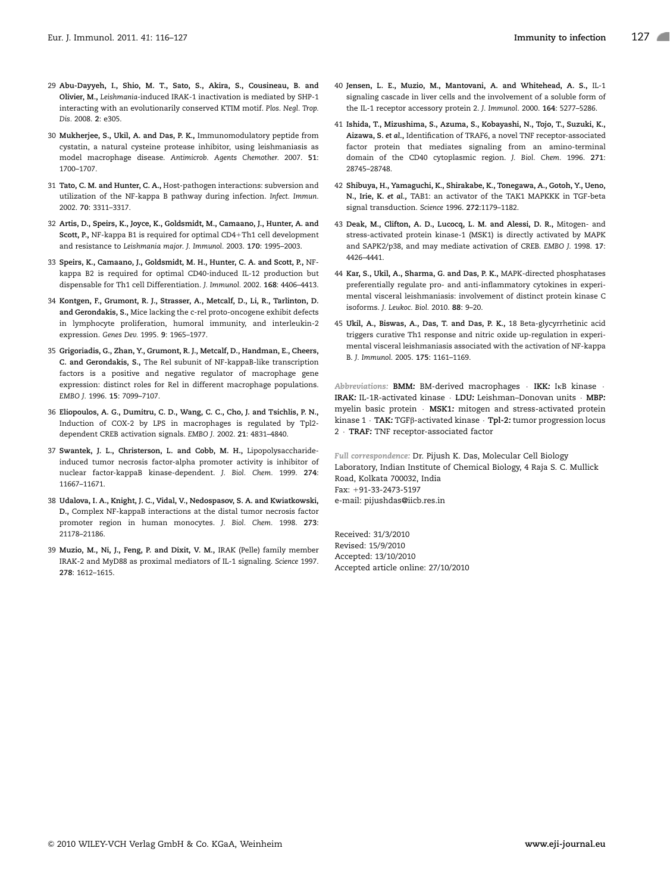29 **Abu-Dayyeh, I., Shio, M. T., Sato, S., Akira, S., Cousineau, B. and Olivier, M.,** *Leishmania*-induced IRAK-1 inactivation is mediated by SHP-1 interacting with an evolutionarily conserved KTIM motif. *Plos. Negl. Trop. Dis.* 2008. **2**: e305.

30 **Mukherjee, S., Ukil, A. and Das, P. K.,** Immunomodulatory peptide from cystatin, a natural cysteine protease inhibitor, using leishmaniasis as model macrophage disease. *Antimicrob. Agents Chemother.* 2007. **51**: 1700–1707.

31 **Tato, C. M. and Hunter, C. A.,** Host-pathogen interactions: subversion and utilization of the NF-kappa B pathway during infection. *Infect. Immun.* 2002. **70**: 3311–3317.

32 **Artis, D., Speirs, K., Joyce, K., Goldsmidt, M., Camaano, J., Hunter, A. and Scott, P.,** NF-kappa B1 is required for optimal CD4+Th1 cell development and resistance to *Leishmania major*. *J. Immunol.* 2003. **170**: 1995–2003.

33 **Speirs, K., Camaano, J., Goldsmidt, M. H., Hunter, C. A. and Scott, P.,** NF-kappa B2 is required for optimal CD40-induced IL-12 production but dispensable for Th1 cell Differentiation. *J. Immunol.* 2002. **168**: 4406–4413.

34 **Kontgen, F., Grumont, R. J., Strasser, A., Metcalf, D., Li, R., Tarlinton, D. and Gerondakis, S.,** Mice lacking the c-rel proto-oncogene exhibit defects in lymphocyte proliferation, humoral immunity, and interleukin-2 expression. *Genes Dev.* 1995. **9**: 1965–1977.

35 **Grigoriadis, G., Zhan, Y., Grumont, R. J., Metcalf, D., Handman, E., Cheers, C. and Gerondakis, S.,** The Rel subunit of NF-kappaB-like transcription factors is a positive and negative regulator of macrophage gene expression: distinct roles for Rel in different macrophage populations. *EMBO J.* 1996. **15**: 7099–7107.

36 **Eliopoulos, A. G., Dumitru, C. D., Wang, C. C., Cho, J. and Tsichlis, P. N.,** Induction of COX-2 by LPS in macrophages is regulated by Tpl2-dependent CREB activation signals. *EMBO J.* 2002. **21**: 4831–4840.

37 **Swantek, J. L., Christerson, L. and Cobb, M. H.,** Lipopolysaccharide-induced tumor necrosis factor-alpha promoter activity is inhibitor of nuclear factor-kappaB kinase-dependent. *J. Biol. Chem.* 1999. **274**: 11667–11671.

38 **Udalova, I. A., Knight, J. C., Vidal, V., Nedospasov, S. A. and Kwiatkowski, D.,** Complex NF-kappaB interactions at the distal tumor necrosis factor promoter region in human monocytes. *J. Biol. Chem.* 1998. **273**: 21178–21186.

39 **Muzio, M., Ni, J., Feng, P. and Dixit, V. M.,** IRAK (Pelle) family member IRAK-2 and MyD88 as proximal mediators of IL-1 signaling. *Science* 1997. **278**: 1612–1615.

40 **Jensen, L. E., Muzio, M., Mantovani, A. and Whitehead, A. S.,** IL-1 signaling cascade in liver cells and the involvement of a soluble form of the IL-1 receptor accessory protein 2. *J. Immunol.* 2000. **164**: 5277–5286.

41 **Ishida, T., Mizushima, S., Azuma, S., Kobayashi, N., Tojo, T., Suzuki, K., Aizawa, S.** *et al.*, Identification of TRAF6, a novel TNF receptor-associated factor protein that mediates signaling from an amino-terminal domain of the CD40 cytoplasmic region. *J. Biol. Chem.* 1996. **271**: 28745–28748.

42 **Shibuya, H., Yamaguchi, K., Shirakabe, K., Tonegawa, A., Gotoh, Y., Ueno, N., Irie, K.** *et al.*, TAB1: an activator of the TAK1 MAPKKK in TGF-beta signal transduction. *Science* 1996. **272**:1179–1182.

43 **Deak, M., Clifton, A. D., Lucocq, L. M. and Alessi, D. R.,** Mitogen- and stress-activated protein kinase-1 (MSK1) is directly activated by MAPK and SAPK2/p38, and may mediate activation of CREB. *EMBO J.* 1998. **17**: 4426–4441.

44 **Kar, S., Ukil, A., Sharma, G. and Das, P. K.,** MAPK-directed phosphatases preferentially regulate pro- and anti-inflammatory cytokines in experimental visceral leishmaniasis: involvement of distinct protein kinase C isoforms. *J. Leukoc. Biol.* 2010. **88**: 9–20.

45 **Ukil, A., Biswas, A., Das, T. and Das, P. K.,** 18 Beta-glycyrrhetinic acid triggers curative Th1 response and nitric oxide up-regulation in experimental visceral leishmaniasis associated with the activation of NF-kappa B. *J. Immunol.* 2005. **175**: 1161–1169.

*Abbreviations:* **BMM:** BM-derived macrophages · **IKK:** IκB kinase · **IRAK:** IL-1R-activated kinase · **LDU:** Leishman–Donovan units · **MBP:** myelin basic protein · **MSK1:** mitogen and stress-activated protein kinase 1 · **TAK:** TGFβ-activated kinase · **Tpl-2:** tumor progression locus 2 · **TRAF:** TNF receptor-associated factor

*Full correspondence:* Dr. Pijush K. Das, Molecular Cell Biology Laboratory, Indian Institute of Chemical Biology, 4 Raja S. C. Mullick Road, Kolkata 700032, India
Fax: +91-33-2473-5197
e-mail: pijushdas@iicb.res.in

Received: 31/3/2010
Revised: 15/9/2010
Accepted: 13/10/2010
Accepted article online: 27/10/2010